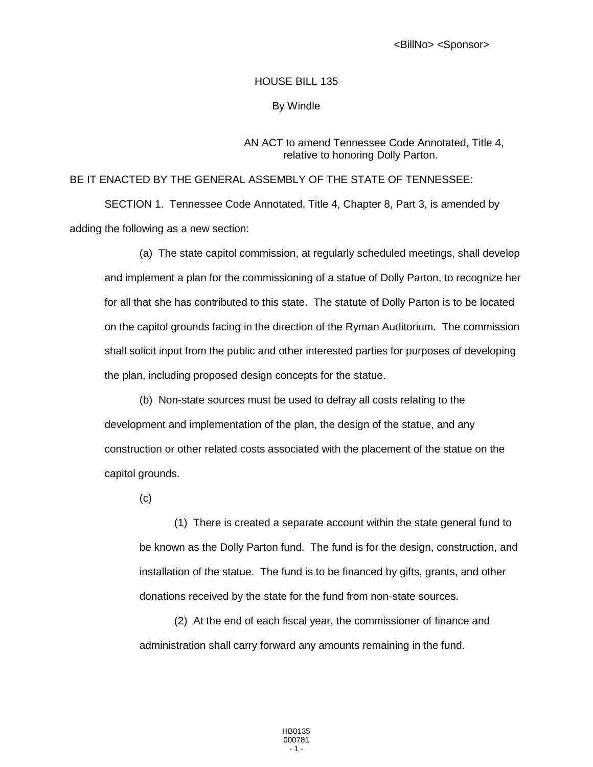<BillNo> <Sponsor>

HOUSE BILL 135

By Windle

AN ACT to amend Tennessee Code Annotated, Title 4, relative to honoring Dolly Parton.

BE IT ENACTED BY THE GENERAL ASSEMBLY OF THE STATE OF TENNESSEE:

SECTION 1. Tennessee Code Annotated, Title 4, Chapter 8, Part 3, is amended by adding the following as a new section:

(a) The state capitol commission, at regularly scheduled meetings, shall develop and implement a plan for the commissioning of a statue of Dolly Parton, to recognize her for all that she has contributed to this state. The statute of Dolly Parton is to be located on the capitol grounds facing in the direction of the Ryman Auditorium. The commission shall solicit input from the public and other interested parties for purposes of developing the plan, including proposed design concepts for the statue.

(b) Non-state sources must be used to defray all costs relating to the development and implementation of the plan, the design of the statue, and any construction or other related costs associated with the placement of the statue on the capitol grounds.

(c)

(1) There is created a separate account within the state general fund to be known as the Dolly Parton fund. The fund is for the design, construction, and installation of the statue. The fund is to be financed by gifts, grants, and other donations received by the state for the fund from non-state sources.

(2) At the end of each fiscal year, the commissioner of finance and administration shall carry forward any amounts remaining in the fund.

HB0135
000781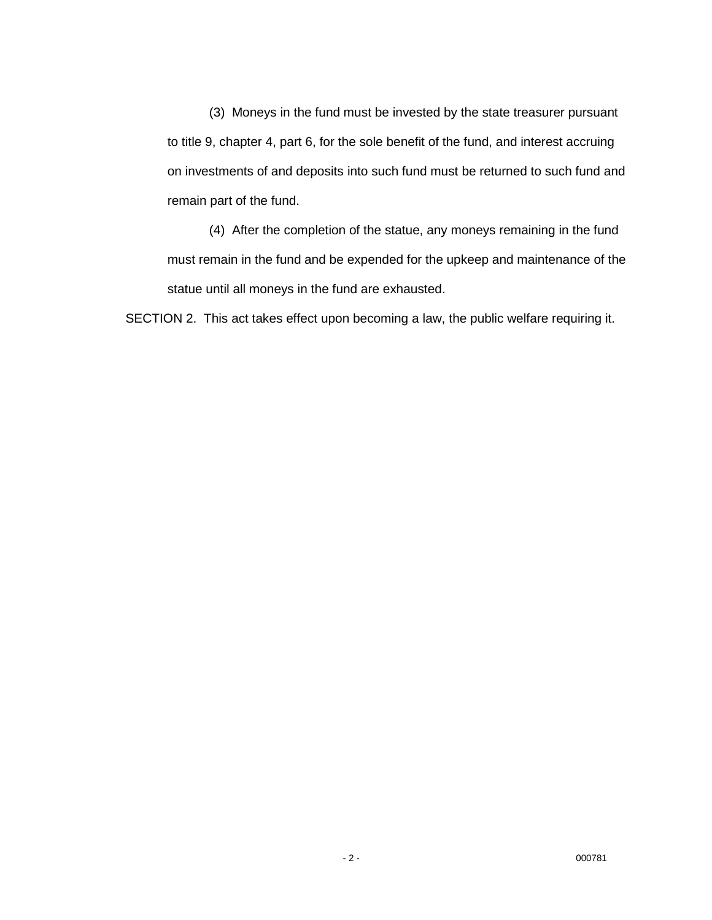(3) Moneys in the fund must be invested by the state treasurer pursuant to title 9, chapter 4, part 6, for the sole benefit of the fund, and interest accruing on investments of and deposits into such fund must be returned to such fund and remain part of the fund.

(4) After the completion of the statue, any moneys remaining in the fund must remain in the fund and be expended for the upkeep and maintenance of the statue until all moneys in the fund are exhausted.

SECTION 2. This act takes effect upon becoming a law, the public welfare requiring it.

000781